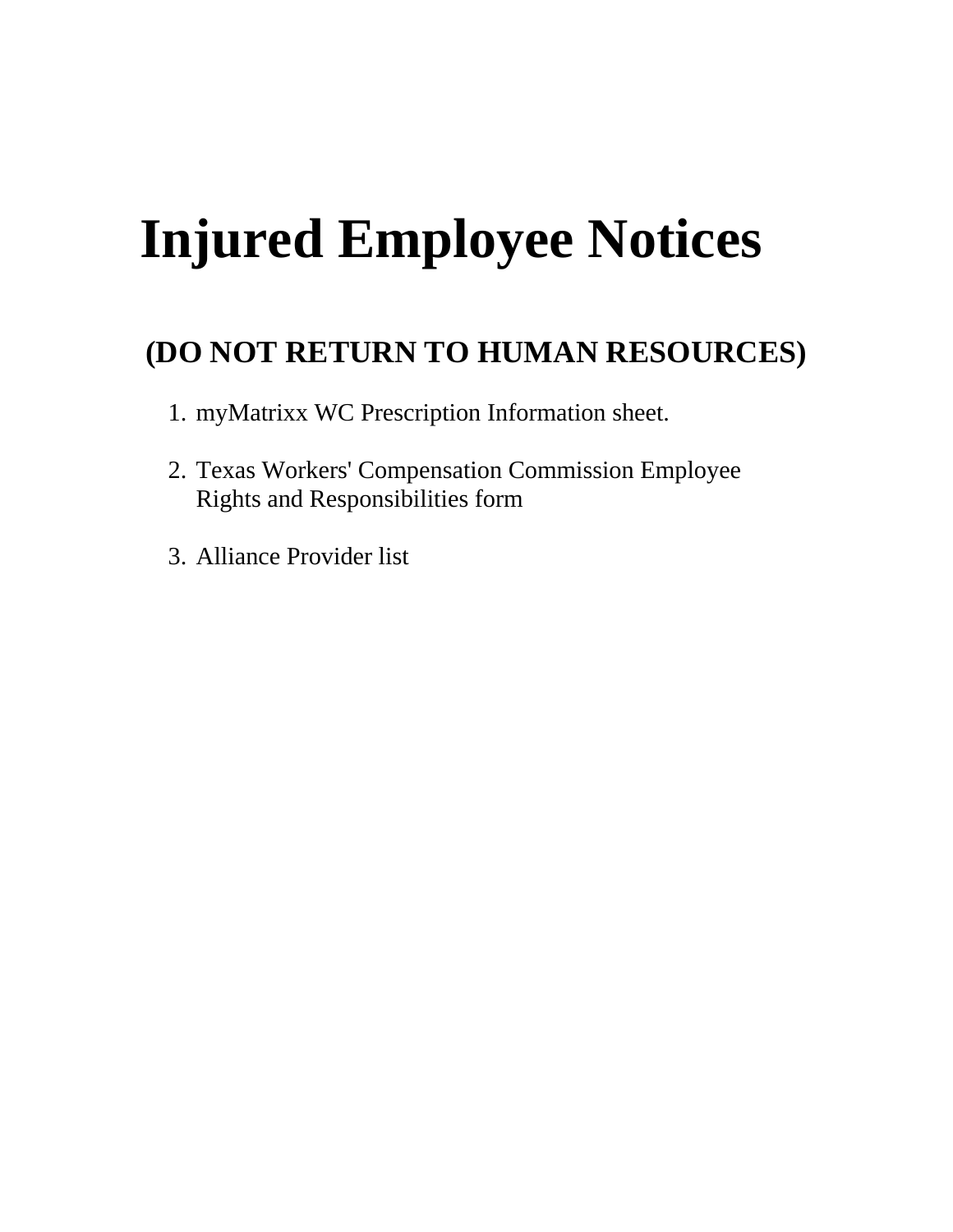# Injured Employee Notices

## (DO NOT RETURN TO HUMAN RESOURCES)

1. myMatrixx WC Prescription Information sheet.

2. Texas Workers' Compensation Commission Employee Rights and Responsibilities form

3. Alliance Provider list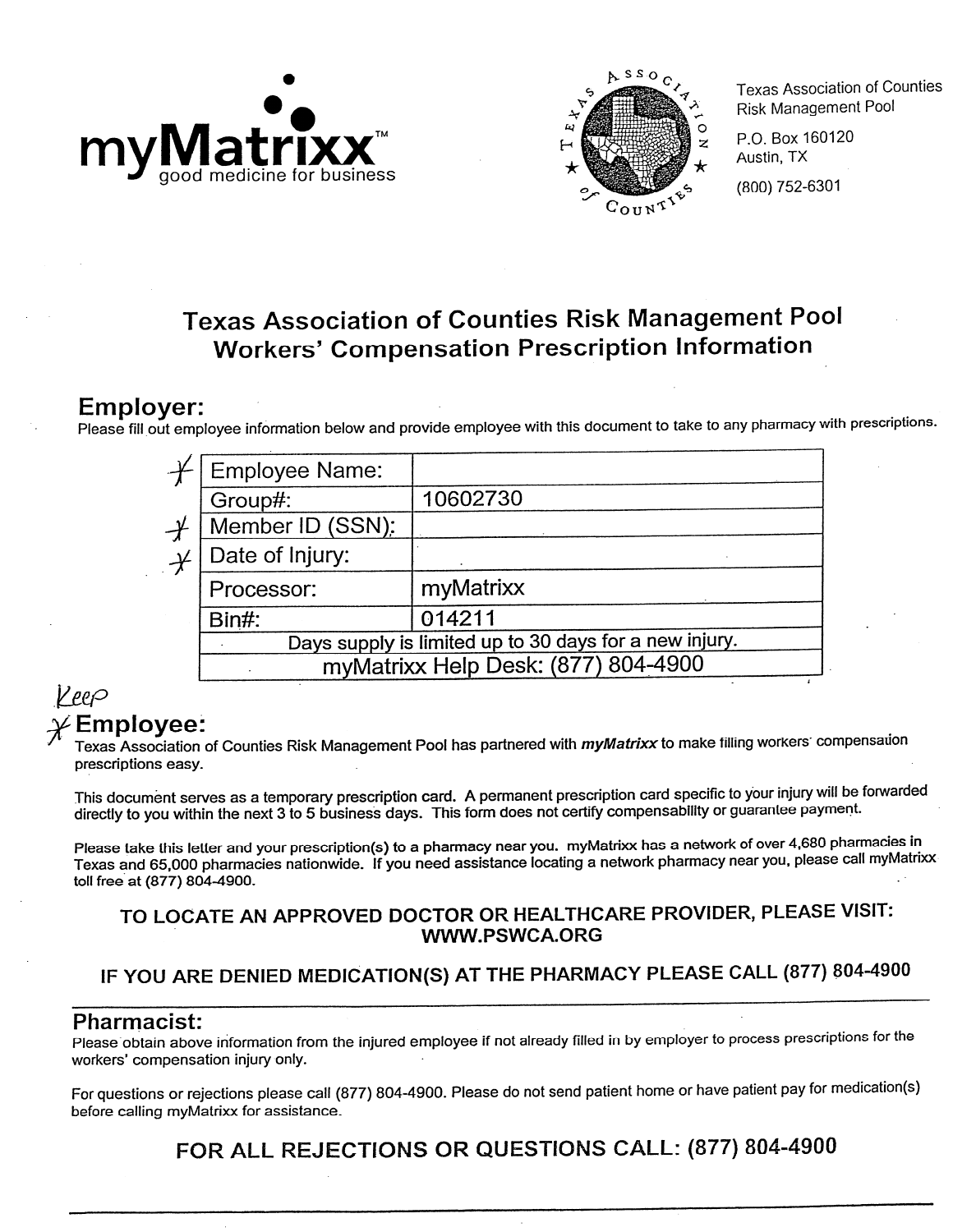myMatrixx™
good medicine for business

Texas Association of Counties
Risk Management Pool
P.O. Box 160120
Austin, TX
(800) 752-6301

## Texas Association of Counties Risk Management Pool
## Workers' Compensation Prescription Information

### Employer:

Please fill out employee information below and provide employee with this document to take to any pharmacy with prescriptions.

| | |
|---|---|
| Employee Name: | |
| Group#: | 10602730 |
| Member ID (SSN): | |
| Date of Injury: | |
| Processor: | myMatrixx |
| Bin#: | 014211 |
| Days supply is limited up to 30 days for a new injury. | |
| myMatrixx Help Desk: (877) 804-4900 | |

Keep

### Employee:

Texas Association of Counties Risk Management Pool has partnered with ***myMatrixx*** to make filling workers' compensation prescriptions easy.

This document serves as a temporary prescription card. A permanent prescription card specific to your injury will be forwarded directly to you within the next 3 to 5 business days. This form does not certify compensability or guarantee payment.

Please take this letter and your prescription(s) to a pharmacy near you. myMatrixx has a network of over 4,680 pharmacies in Texas and 65,000 pharmacies nationwide. If you need assistance locating a network pharmacy near you, please call myMatrixx toll free at (877) 804-4900.

**TO LOCATE AN APPROVED DOCTOR OR HEALTHCARE PROVIDER, PLEASE VISIT: WWW.PSWCA.ORG**

**IF YOU ARE DENIED MEDICATION(S) AT THE PHARMACY PLEASE CALL (877) 804-4900**

### Pharmacist:

Please obtain above information from the injured employee if not already filled in by employer to process prescriptions for the workers' compensation injury only.

For questions or rejections please call (877) 804-4900. Please do not send patient home or have patient pay for medication(s) before calling myMatrixx for assistance.

**FOR ALL REJECTIONS OR QUESTIONS CALL: (877) 804-4900**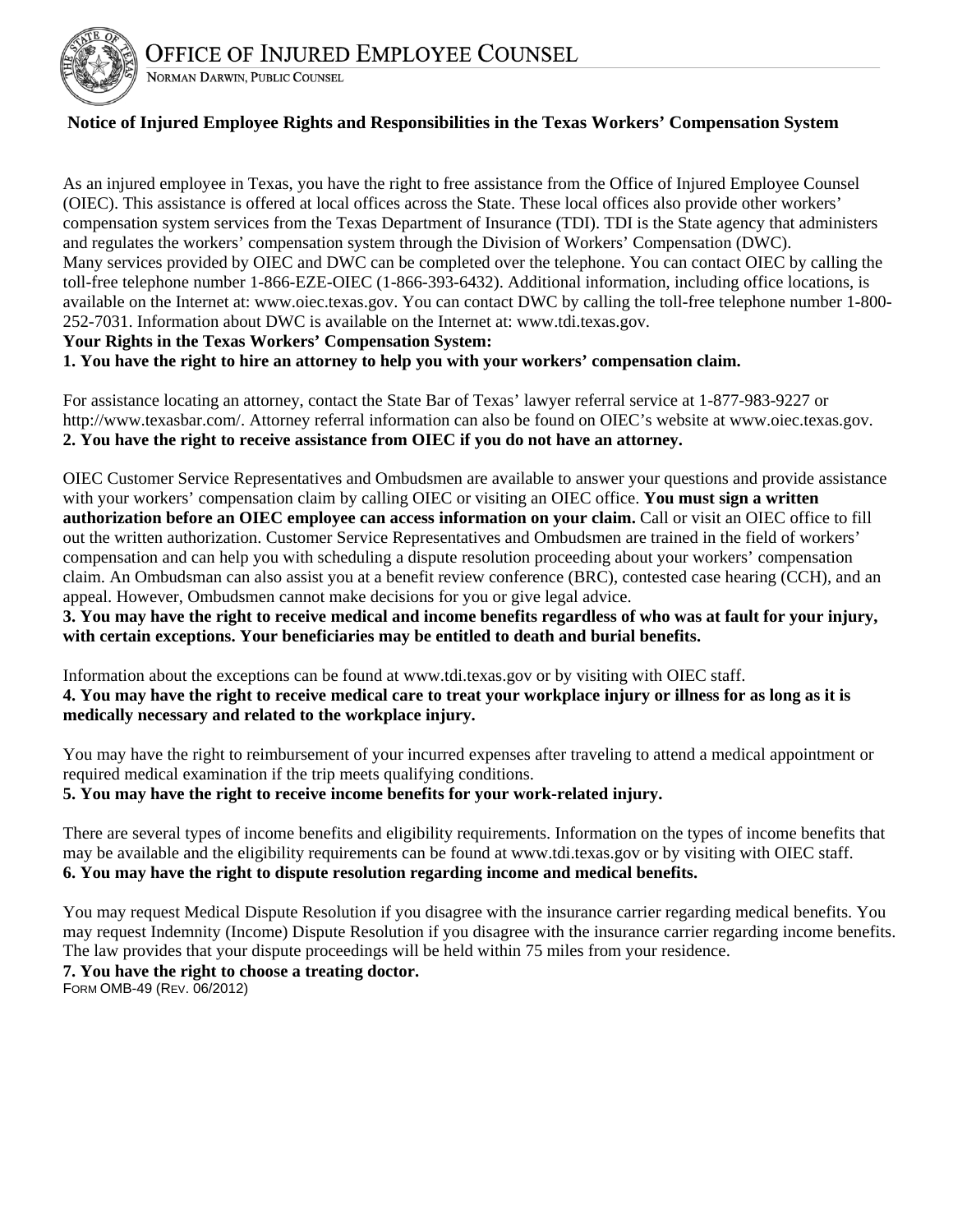# OFFICE OF INJURED EMPLOYEE COUNSEL

NORMAN DARWIN, PUBLIC COUNSEL

## Notice of Injured Employee Rights and Responsibilities in the Texas Workers' Compensation System

As an injured employee in Texas, you have the right to free assistance from the Office of Injured Employee Counsel (OIEC). This assistance is offered at local offices across the State. These local offices also provide other workers' compensation system services from the Texas Department of Insurance (TDI). TDI is the State agency that administers and regulates the workers' compensation system through the Division of Workers' Compensation (DWC).
Many services provided by OIEC and DWC can be completed over the telephone. You can contact OIEC by calling the toll-free telephone number 1-866-EZE-OIEC (1-866-393-6432). Additional information, including office locations, is available on the Internet at: www.oiec.texas.gov. You can contact DWC by calling the toll-free telephone number 1-800-252-7031. Information about DWC is available on the Internet at: www.tdi.texas.gov.

**Your Rights in the Texas Workers' Compensation System:**

**1. You have the right to hire an attorney to help you with your workers' compensation claim.**

For assistance locating an attorney, contact the State Bar of Texas' lawyer referral service at 1-877-983-9227 or http://www.texasbar.com/. Attorney referral information can also be found on OIEC's website at www.oiec.texas.gov.

**2. You have the right to receive assistance from OIEC if you do not have an attorney.**

OIEC Customer Service Representatives and Ombudsmen are available to answer your questions and provide assistance with your workers' compensation claim by calling OIEC or visiting an OIEC office. **You must sign a written authorization before an OIEC employee can access information on your claim.** Call or visit an OIEC office to fill out the written authorization. Customer Service Representatives and Ombudsmen are trained in the field of workers' compensation and can help you with scheduling a dispute resolution proceeding about your workers' compensation claim. An Ombudsman can also assist you at a benefit review conference (BRC), contested case hearing (CCH), and an appeal. However, Ombudsmen cannot make decisions for you or give legal advice.

**3. You may have the right to receive medical and income benefits regardless of who was at fault for your injury, with certain exceptions. Your beneficiaries may be entitled to death and burial benefits.**

Information about the exceptions can be found at www.tdi.texas.gov or by visiting with OIEC staff.

**4. You may have the right to receive medical care to treat your workplace injury or illness for as long as it is medically necessary and related to the workplace injury.**

You may have the right to reimbursement of your incurred expenses after traveling to attend a medical appointment or required medical examination if the trip meets qualifying conditions.

**5. You may have the right to receive income benefits for your work-related injury.**

There are several types of income benefits and eligibility requirements. Information on the types of income benefits that may be available and the eligibility requirements can be found at www.tdi.texas.gov or by visiting with OIEC staff.

**6. You may have the right to dispute resolution regarding income and medical benefits.**

You may request Medical Dispute Resolution if you disagree with the insurance carrier regarding medical benefits. You may request Indemnity (Income) Dispute Resolution if you disagree with the insurance carrier regarding income benefits. The law provides that your dispute proceedings will be held within 75 miles from your residence.

**7. You have the right to choose a treating doctor.**

FORM OMB-49 (REV. 06/2012)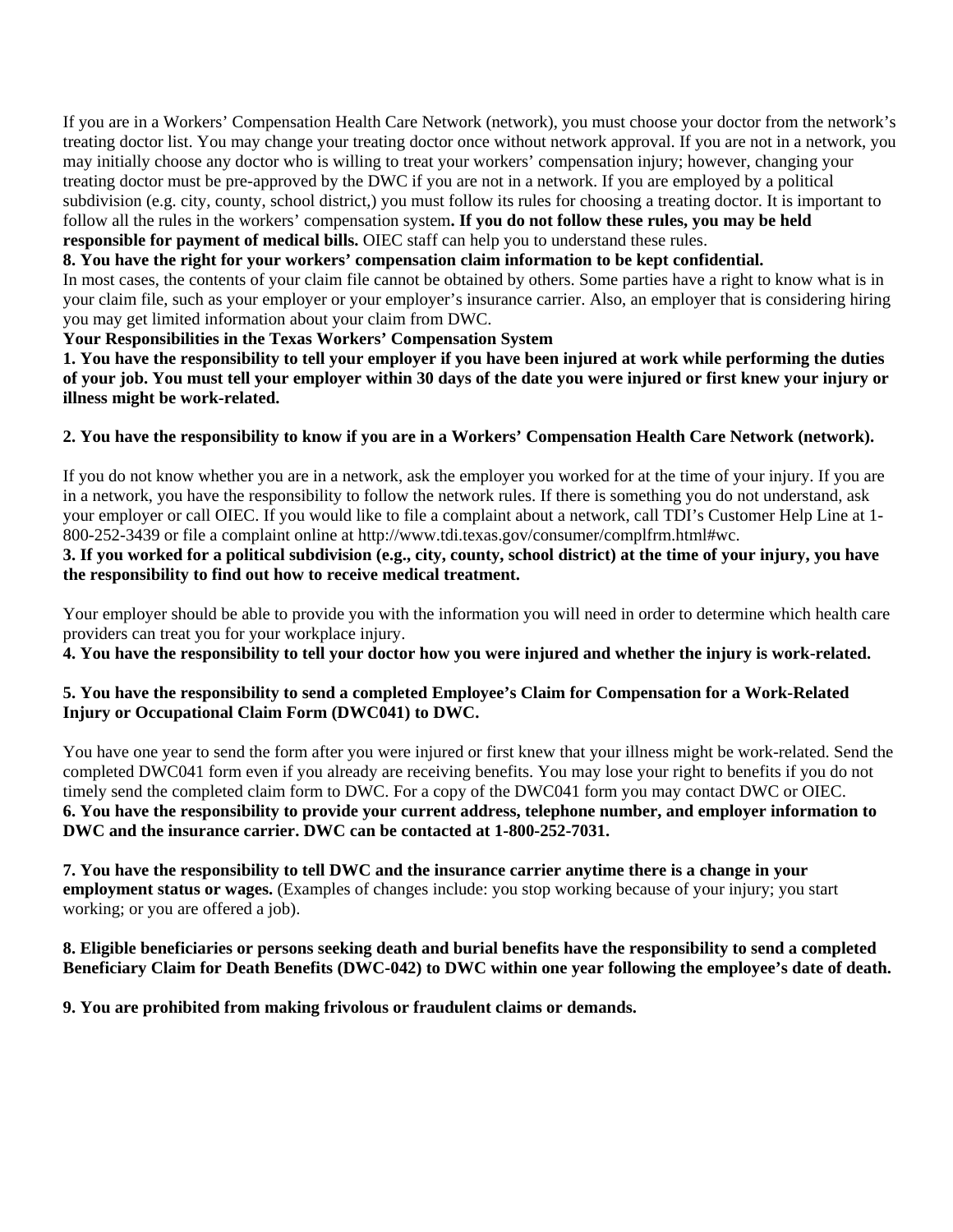If you are in a Workers' Compensation Health Care Network (network), you must choose your doctor from the network's treating doctor list. You may change your treating doctor once without network approval. If you are not in a network, you may initially choose any doctor who is willing to treat your workers' compensation injury; however, changing your treating doctor must be pre-approved by the DWC if you are not in a network. If you are employed by a political subdivision (e.g. city, county, school district,) you must follow its rules for choosing a treating doctor. It is important to follow all the rules in the workers' compensation system**. If you do not follow these rules, you may be held responsible for payment of medical bills.** OIEC staff can help you to understand these rules.

**8. You have the right for your workers' compensation claim information to be kept confidential.**

In most cases, the contents of your claim file cannot be obtained by others. Some parties have a right to know what is in your claim file, such as your employer or your employer's insurance carrier. Also, an employer that is considering hiring you may get limited information about your claim from DWC.

**Your Responsibilities in the Texas Workers' Compensation System**

**1. You have the responsibility to tell your employer if you have been injured at work while performing the duties of your job. You must tell your employer within 30 days of the date you were injured or first knew your injury or illness might be work-related.**

**2. You have the responsibility to know if you are in a Workers' Compensation Health Care Network (network).**

If you do not know whether you are in a network, ask the employer you worked for at the time of your injury. If you are in a network, you have the responsibility to follow the network rules. If there is something you do not understand, ask your employer or call OIEC. If you would like to file a complaint about a network, call TDI's Customer Help Line at 1-800-252-3439 or file a complaint online at http://www.tdi.texas.gov/consumer/complfrm.html#wc.

**3. If you worked for a political subdivision (e.g., city, county, school district) at the time of your injury, you have the responsibility to find out how to receive medical treatment.**

Your employer should be able to provide you with the information you will need in order to determine which health care providers can treat you for your workplace injury.

**4. You have the responsibility to tell your doctor how you were injured and whether the injury is work-related.**

**5. You have the responsibility to send a completed Employee's Claim for Compensation for a Work-Related Injury or Occupational Claim Form (DWC041) to DWC.**

You have one year to send the form after you were injured or first knew that your illness might be work-related. Send the completed DWC041 form even if you already are receiving benefits. You may lose your right to benefits if you do not timely send the completed claim form to DWC. For a copy of the DWC041 form you may contact DWC or OIEC.

**6. You have the responsibility to provide your current address, telephone number, and employer information to DWC and the insurance carrier. DWC can be contacted at 1-800-252-7031.**

**7. You have the responsibility to tell DWC and the insurance carrier anytime there is a change in your employment status or wages.** (Examples of changes include: you stop working because of your injury; you start working; or you are offered a job).

**8. Eligible beneficiaries or persons seeking death and burial benefits have the responsibility to send a completed Beneficiary Claim for Death Benefits (DWC-042) to DWC within one year following the employee's date of death.**

**9. You are prohibited from making frivolous or fraudulent claims or demands.**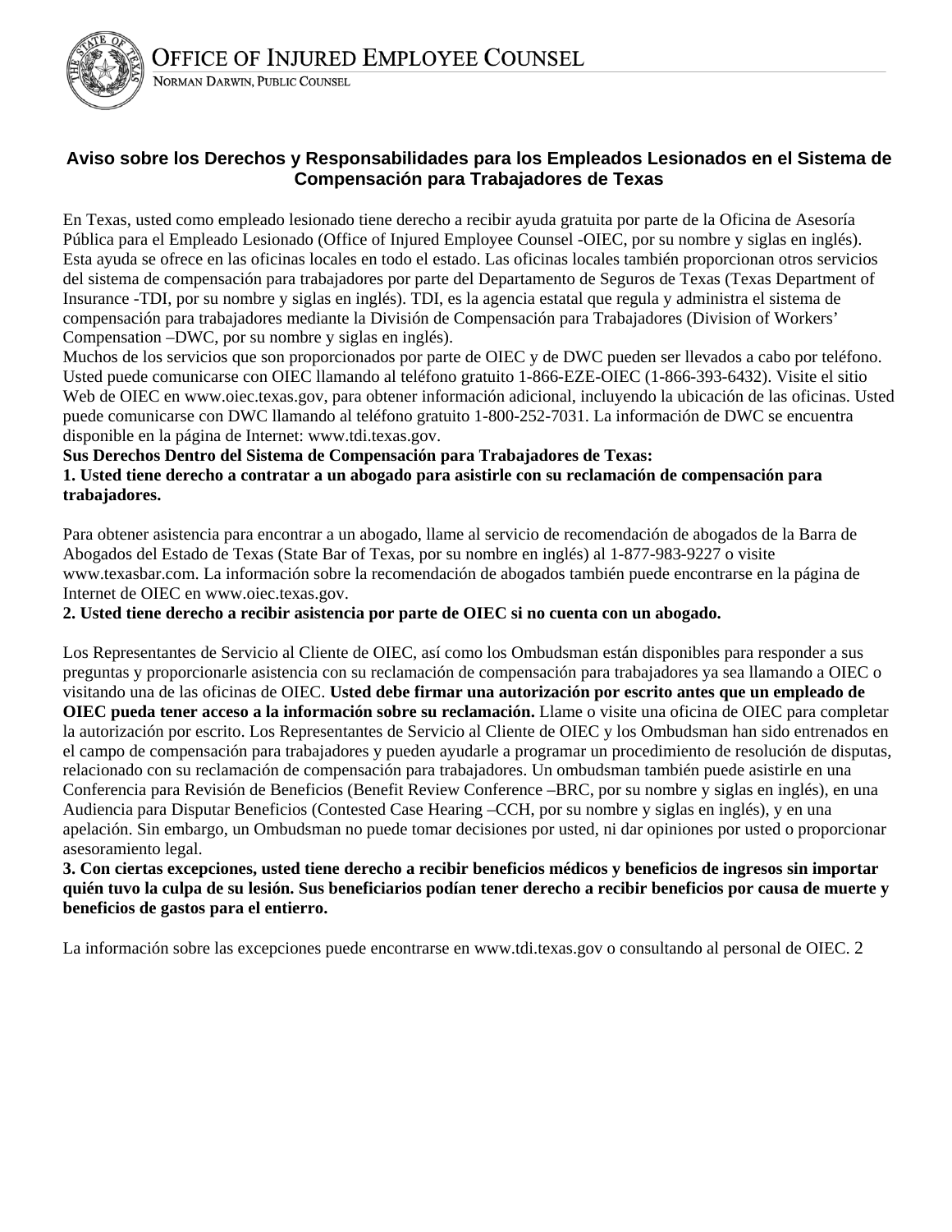# OFFICE OF INJURED EMPLOYEE COUNSEL

NORMAN DARWIN, PUBLIC COUNSEL

## Aviso sobre los Derechos y Responsabilidades para los Empleados Lesionados en el Sistema de Compensación para Trabajadores de Texas

En Texas, usted como empleado lesionado tiene derecho a recibir ayuda gratuita por parte de la Oficina de Asesoría Pública para el Empleado Lesionado (Office of Injured Employee Counsel -OIEC, por su nombre y siglas en inglés). Esta ayuda se ofrece en las oficinas locales en todo el estado. Las oficinas locales también proporcionan otros servicios del sistema de compensación para trabajadores por parte del Departamento de Seguros de Texas (Texas Department of Insurance -TDI, por su nombre y siglas en inglés). TDI, es la agencia estatal que regula y administra el sistema de compensación para trabajadores mediante la División de Compensación para Trabajadores (Division of Workers' Compensation –DWC, por su nombre y siglas en inglés).

Muchos de los servicios que son proporcionados por parte de OIEC y de DWC pueden ser llevados a cabo por teléfono. Usted puede comunicarse con OIEC llamando al teléfono gratuito 1-866-EZE-OIEC (1-866-393-6432). Visite el sitio Web de OIEC en www.oiec.texas.gov, para obtener información adicional, incluyendo la ubicación de las oficinas. Usted puede comunicarse con DWC llamando al teléfono gratuito 1-800-252-7031. La información de DWC se encuentra disponible en la página de Internet: www.tdi.texas.gov.

**Sus Derechos Dentro del Sistema de Compensación para Trabajadores de Texas:**

**1. Usted tiene derecho a contratar a un abogado para asistirle con su reclamación de compensación para trabajadores.**

Para obtener asistencia para encontrar a un abogado, llame al servicio de recomendación de abogados de la Barra de Abogados del Estado de Texas (State Bar of Texas, por su nombre en inglés) al 1-877-983-9227 o visite www.texasbar.com. La información sobre la recomendación de abogados también puede encontrarse en la página de Internet de OIEC en www.oiec.texas.gov.

**2. Usted tiene derecho a recibir asistencia por parte de OIEC si no cuenta con un abogado.**

Los Representantes de Servicio al Cliente de OIEC, así como los Ombudsman están disponibles para responder a sus preguntas y proporcionarle asistencia con su reclamación de compensación para trabajadores ya sea llamando a OIEC o visitando una de las oficinas de OIEC. **Usted debe firmar una autorización por escrito antes que un empleado de OIEC pueda tener acceso a la información sobre su reclamación.** Llame o visite una oficina de OIEC para completar la autorización por escrito. Los Representantes de Servicio al Cliente de OIEC y los Ombudsman han sido entrenados en el campo de compensación para trabajadores y pueden ayudarle a programar un procedimiento de resolución de disputas, relacionado con su reclamación de compensación para trabajadores. Un ombudsman también puede asistirle en una Conferencia para Revisión de Beneficios (Benefit Review Conference –BRC, por su nombre y siglas en inglés), en una Audiencia para Disputar Beneficios (Contested Case Hearing –CCH, por su nombre y siglas en inglés), y en una apelación. Sin embargo, un Ombudsman no puede tomar decisiones por usted, ni dar opiniones por usted o proporcionar asesoramiento legal.

**3. Con ciertas excepciones, usted tiene derecho a recibir beneficios médicos y beneficios de ingresos sin importar quién tuvo la culpa de su lesión. Sus beneficiarios podían tener derecho a recibir beneficios por causa de muerte y beneficios de gastos para el entierro.**

La información sobre las excepciones puede encontrarse en www.tdi.texas.gov o consultando al personal de OIEC. 2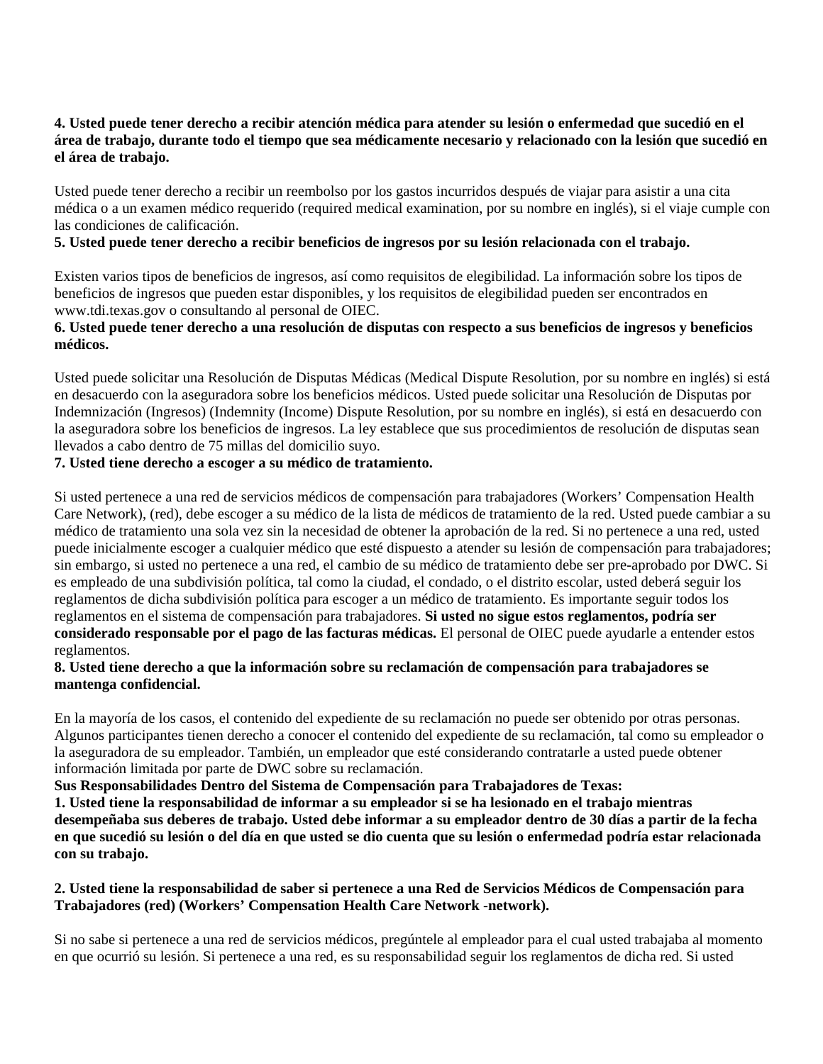**4. Usted puede tener derecho a recibir atención médica para atender su lesión o enfermedad que sucedió en el área de trabajo, durante todo el tiempo que sea médicamente necesario y relacionado con la lesión que sucedió en el área de trabajo.**

Usted puede tener derecho a recibir un reembolso por los gastos incurridos después de viajar para asistir a una cita médica o a un examen médico requerido (required medical examination, por su nombre en inglés), si el viaje cumple con las condiciones de calificación.

**5. Usted puede tener derecho a recibir beneficios de ingresos por su lesión relacionada con el trabajo.**

Existen varios tipos de beneficios de ingresos, así como requisitos de elegibilidad. La información sobre los tipos de beneficios de ingresos que pueden estar disponibles, y los requisitos de elegibilidad pueden ser encontrados en www.tdi.texas.gov o consultando al personal de OIEC.

**6. Usted puede tener derecho a una resolución de disputas con respecto a sus beneficios de ingresos y beneficios médicos.**

Usted puede solicitar una Resolución de Disputas Médicas (Medical Dispute Resolution, por su nombre en inglés) si está en desacuerdo con la aseguradora sobre los beneficios médicos. Usted puede solicitar una Resolución de Disputas por Indemnización (Ingresos) (Indemnity (Income) Dispute Resolution, por su nombre en inglés), si está en desacuerdo con la aseguradora sobre los beneficios de ingresos. La ley establece que sus procedimientos de resolución de disputas sean llevados a cabo dentro de 75 millas del domicilio suyo.

**7. Usted tiene derecho a escoger a su médico de tratamiento.**

Si usted pertenece a una red de servicios médicos de compensación para trabajadores (Workers' Compensation Health Care Network), (red), debe escoger a su médico de la lista de médicos de tratamiento de la red. Usted puede cambiar a su médico de tratamiento una sola vez sin la necesidad de obtener la aprobación de la red. Si no pertenece a una red, usted puede inicialmente escoger a cualquier médico que esté dispuesto a atender su lesión de compensación para trabajadores; sin embargo, si usted no pertenece a una red, el cambio de su médico de tratamiento debe ser pre-aprobado por DWC. Si es empleado de una subdivisión política, tal como la ciudad, el condado, o el distrito escolar, usted deberá seguir los reglamentos de dicha subdivisión política para escoger a un médico de tratamiento. Es importante seguir todos los reglamentos en el sistema de compensación para trabajadores. **Si usted no sigue estos reglamentos, podría ser considerado responsable por el pago de las facturas médicas.** El personal de OIEC puede ayudarle a entender estos reglamentos.

**8. Usted tiene derecho a que la información sobre su reclamación de compensación para trabajadores se mantenga confidencial.**

En la mayoría de los casos, el contenido del expediente de su reclamación no puede ser obtenido por otras personas. Algunos participantes tienen derecho a conocer el contenido del expediente de su reclamación, tal como su empleador o la aseguradora de su empleador. También, un empleador que esté considerando contratarle a usted puede obtener información limitada por parte de DWC sobre su reclamación.

**Sus Responsabilidades Dentro del Sistema de Compensación para Trabajadores de Texas:**

**1. Usted tiene la responsabilidad de informar a su empleador si se ha lesionado en el trabajo mientras desempeñaba sus deberes de trabajo. Usted debe informar a su empleador dentro de 30 días a partir de la fecha en que sucedió su lesión o del día en que usted se dio cuenta que su lesión o enfermedad podría estar relacionada con su trabajo.**

**2. Usted tiene la responsabilidad de saber si pertenece a una Red de Servicios Médicos de Compensación para Trabajadores (red) (Workers' Compensation Health Care Network -network).**

Si no sabe si pertenece a una red de servicios médicos, pregúntele al empleador para el cual usted trabajaba al momento en que ocurrió su lesión. Si pertenece a una red, es su responsabilidad seguir los reglamentos de dicha red. Si usted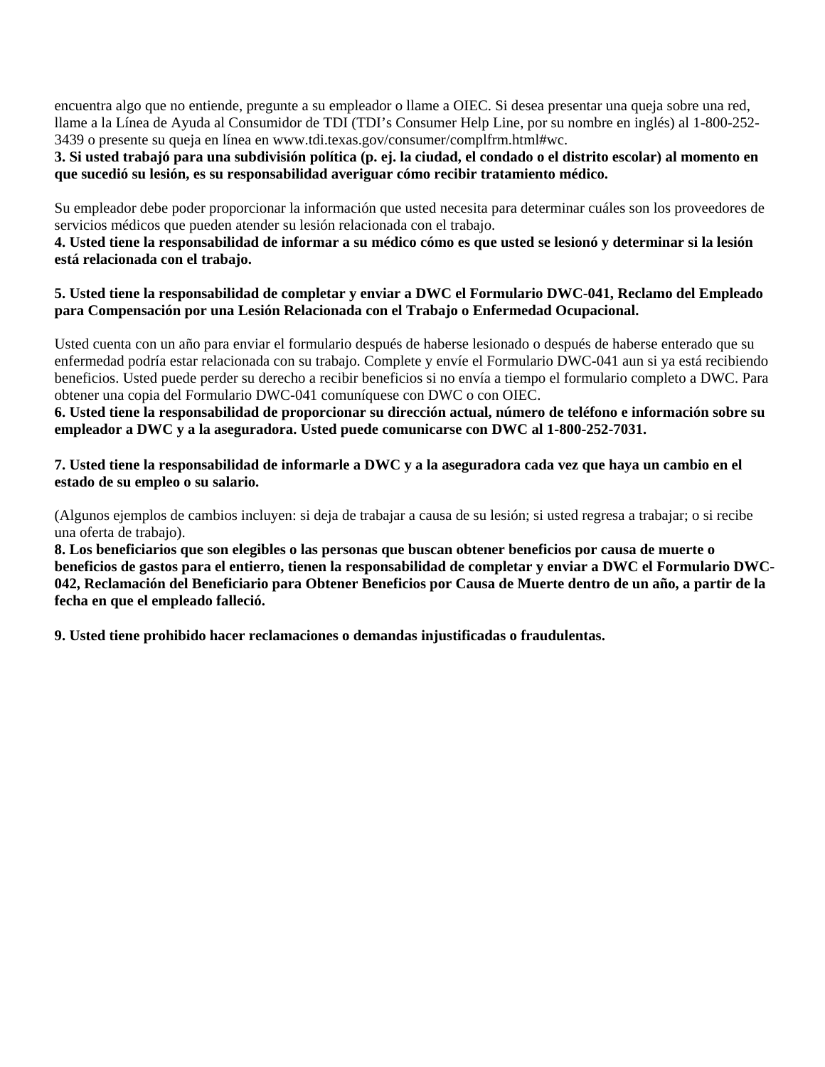encuentra algo que no entiende, pregunte a su empleador o llame a OIEC. Si desea presentar una queja sobre una red, llame a la Línea de Ayuda al Consumidor de TDI (TDI's Consumer Help Line, por su nombre en inglés) al 1-800-252-3439 o presente su queja en línea en www.tdi.texas.gov/consumer/complfrm.html#wc.

**3. Si usted trabajó para una subdivisión política (p. ej. la ciudad, el condado o el distrito escolar) al momento en que sucedió su lesión, es su responsabilidad averiguar cómo recibir tratamiento médico.**

Su empleador debe poder proporcionar la información que usted necesita para determinar cuáles son los proveedores de servicios médicos que pueden atender su lesión relacionada con el trabajo.

**4. Usted tiene la responsabilidad de informar a su médico cómo es que usted se lesionó y determinar si la lesión está relacionada con el trabajo.**

**5. Usted tiene la responsabilidad de completar y enviar a DWC el Formulario DWC-041, Reclamo del Empleado para Compensación por una Lesión Relacionada con el Trabajo o Enfermedad Ocupacional.**

Usted cuenta con un año para enviar el formulario después de haberse lesionado o después de haberse enterado que su enfermedad podría estar relacionada con su trabajo. Complete y envíe el Formulario DWC-041 aun si ya está recibiendo beneficios. Usted puede perder su derecho a recibir beneficios si no envía a tiempo el formulario completo a DWC. Para obtener una copia del Formulario DWC-041 comuníquese con DWC o con OIEC.

**6. Usted tiene la responsabilidad de proporcionar su dirección actual, número de teléfono e información sobre su empleador a DWC y a la aseguradora. Usted puede comunicarse con DWC al 1-800-252-7031.**

**7. Usted tiene la responsabilidad de informarle a DWC y a la aseguradora cada vez que haya un cambio en el estado de su empleo o su salario.**

(Algunos ejemplos de cambios incluyen: si deja de trabajar a causa de su lesión; si usted regresa a trabajar; o si recibe una oferta de trabajo).

**8. Los beneficiarios que son elegibles o las personas que buscan obtener beneficios por causa de muerte o beneficios de gastos para el entierro, tienen la responsabilidad de completar y enviar a DWC el Formulario DWC-042, Reclamación del Beneficiario para Obtener Beneficios por Causa de Muerte dentro de un año, a partir de la fecha en que el empleado falleció.**

**9. Usted tiene prohibido hacer reclamaciones o demandas injustificadas o fraudulentas.**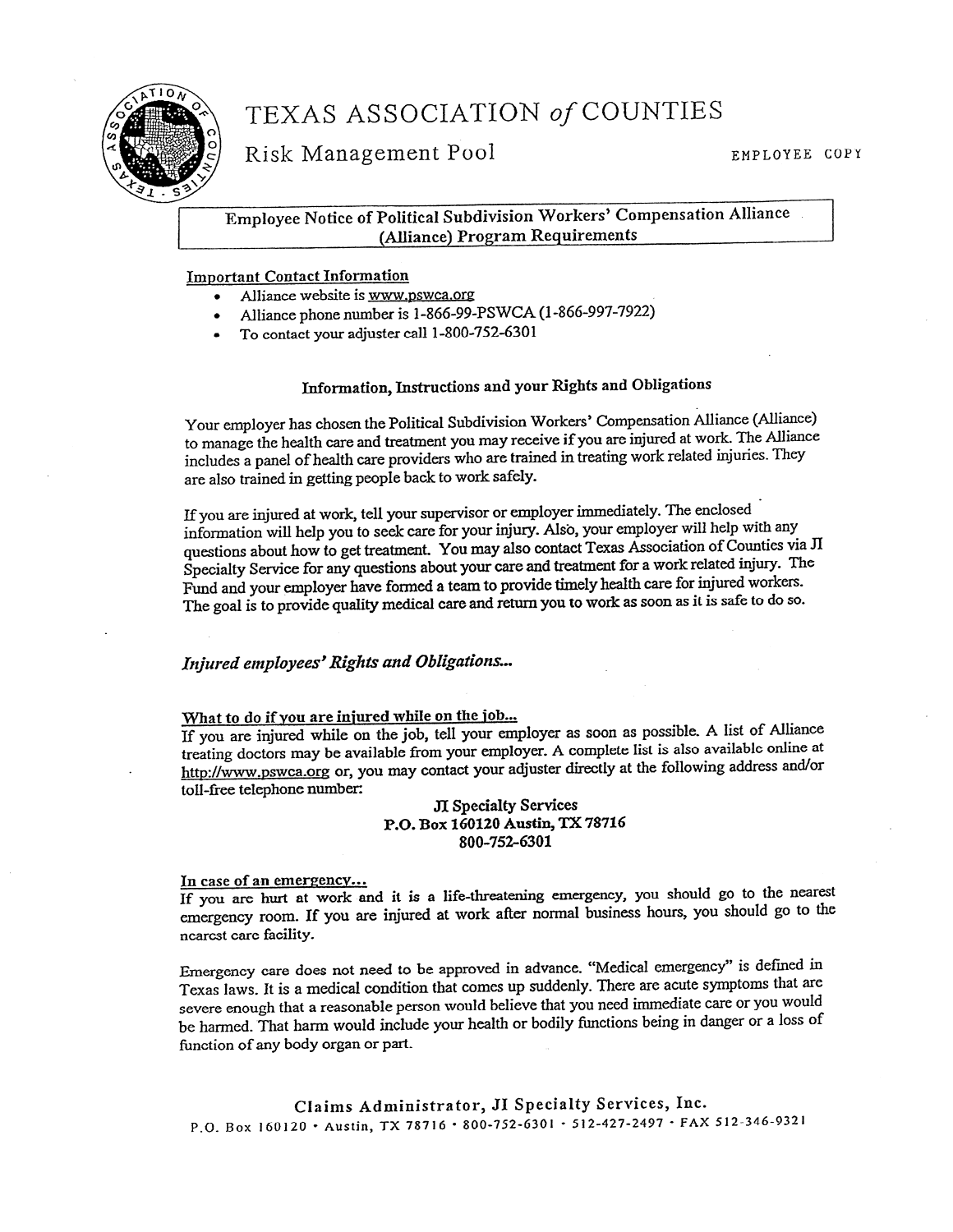# TEXAS ASSOCIATION *of* COUNTIES

## Risk Management Pool

EMPLOYEE COPY

**Employee Notice of Political Subdivision Workers' Compensation Alliance (Alliance) Program Requirements**

<u>Important Contact Information</u>

- Alliance website is www.pswca.org
- Alliance phone number is 1-866-99-PSWCA (1-866-997-7922)
- To contact your adjuster call 1-800-752-6301

### Information, Instructions and your Rights and Obligations

Your employer has chosen the Political Subdivision Workers' Compensation Alliance (Alliance) to manage the health care and treatment you may receive if you are injured at work. The Alliance includes a panel of health care providers who are trained in treating work related injuries. They are also trained in getting people back to work safely.

If you are injured at work, tell your supervisor or employer immediately. The enclosed information will help you to seek care for your injury. Also, your employer will help with any questions about how to get treatment. You may also contact Texas Association of Counties via JI Specialty Service for any questions about your care and treatment for a work related injury. The Fund and your employer have formed a team to provide timely health care for injured workers. The goal is to provide quality medical care and return you to work as soon as it is safe to do so.

### *Injured employees' Rights and Obligations...*

<u>What to do if you are injured while on the job...</u>
If you are injured while on the job, tell your employer as soon as possible. A list of Alliance treating doctors may be available from your employer. A complete list is also available online at http://www.pswca.org or, you may contact your adjuster directly at the following address and/or toll-free telephone number:

**JI Specialty Services**
**P.O. Box 160120 Austin, TX 78716**
**800-752-6301**

<u>In case of an emergency...</u>
If you are hurt at work and it is a life-threatening emergency, you should go to the nearest emergency room. If you are injured at work after normal business hours, you should go to the nearest care facility.

Emergency care does not need to be approved in advance. "Medical emergency" is defined in Texas laws. It is a medical condition that comes up suddenly. There are acute symptoms that are severe enough that a reasonable person would believe that you need immediate care or you would be harmed. That harm would include your health or bodily functions being in danger or a loss of function of any body organ or part.

Claims Administrator, JI Specialty Services, Inc.
P.O. Box 160120 • Austin, TX 78716 • 800-752-6301 • 512-427-2497 • FAX 512-346-9321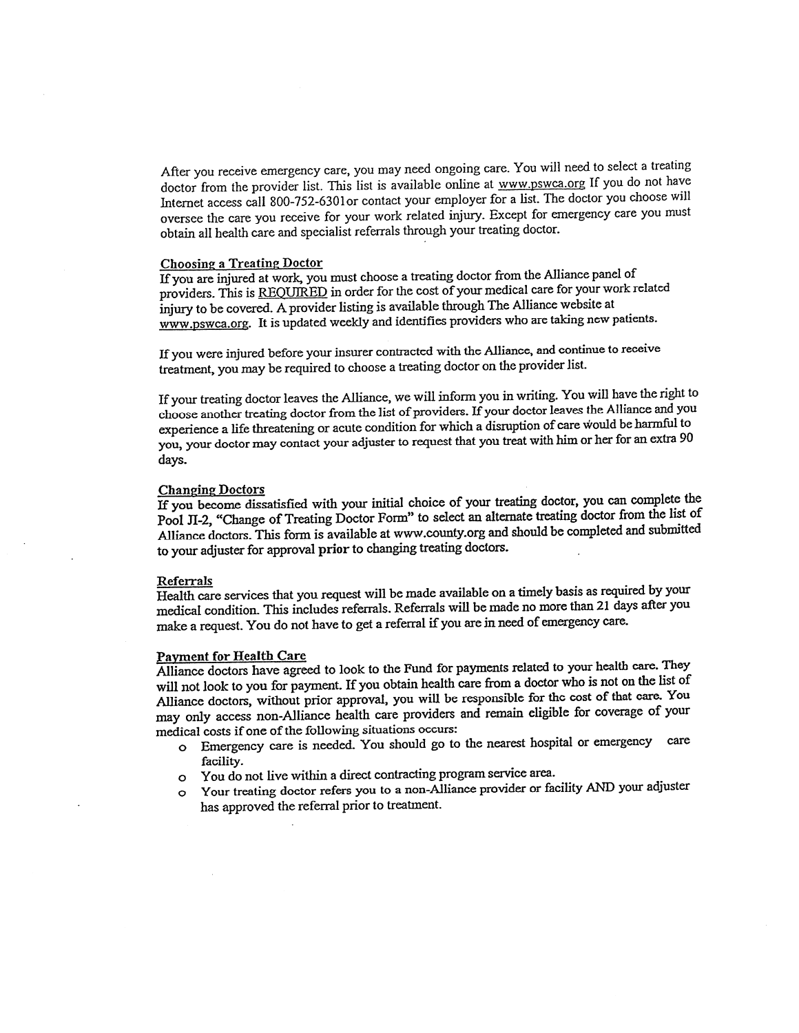After you receive emergency care, you may need ongoing care. You will need to select a treating doctor from the provider list. This list is available online at www.pswca.org If you do not have Internet access call 800-752-6301or contact your employer for a list. The doctor you choose will oversee the care you receive for your work related injury. Except for emergency care you must obtain all health care and specialist referrals through your treating doctor.

## Choosing a Treating Doctor

If you are injured at work, you must choose a treating doctor from the Alliance panel of providers. This is REQUIRED in order for the cost of your medical care for your work related injury to be covered. A provider listing is available through The Alliance website at www.pswca.org. It is updated weekly and identifies providers who are taking new patients.

If you were injured before your insurer contracted with the Alliance, and continue to receive treatment, you may be required to choose a treating doctor on the provider list.

If your treating doctor leaves the Alliance, we will inform you in writing. You will have the right to choose another treating doctor from the list of providers. If your doctor leaves the Alliance and you experience a life threatening or acute condition for which a disruption of care would be harmful to you, your doctor may contact your adjuster to request that you treat with him or her for an extra 90 days.

## Changing Doctors

If you become dissatisfied with your initial choice of your treating doctor, you can complete the Pool JI-2, "Change of Treating Doctor Form" to select an alternate treating doctor from the list of Alliance doctors. This form is available at www.county.org and should be completed and submitted to your adjuster for approval **prior** to changing treating doctors.

## Referrals

Health care services that you request will be made available on a timely basis as required by your medical condition. This includes referrals. Referrals will be made no more than 21 days after you make a request. You do not have to get a referral if you are in need of emergency care.

## Payment for Health Care

Alliance doctors have agreed to look to the Fund for payments related to your health care. They will not look to you for payment. If you obtain health care from a doctor who is not on the list of Alliance doctors, without prior approval, you will be responsible for the cost of that care. You may only access non-Alliance health care providers and remain eligible for coverage of your medical costs if one of the following situations occurs:

- Emergency care is needed. You should go to the nearest hospital or emergency care facility.
- You do not live within a direct contracting program service area.
- Your treating doctor refers you to a non-Alliance provider or facility AND your adjuster has approved the referral prior to treatment.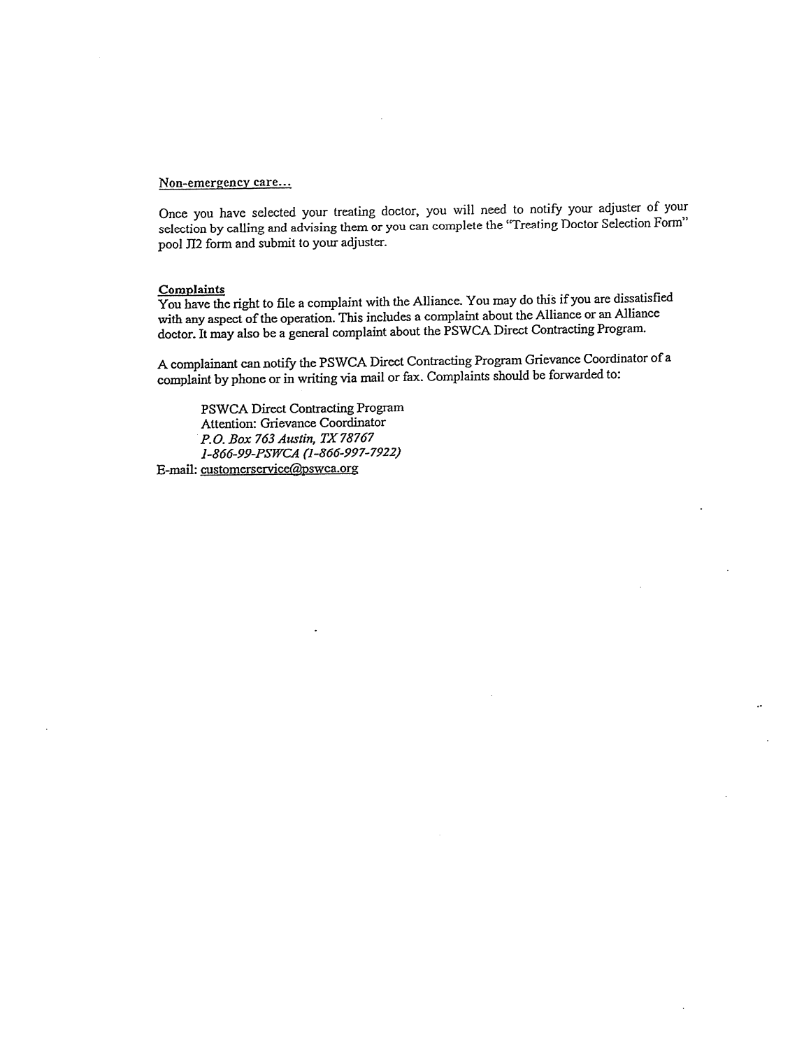Non-emergency care...

Once you have selected your treating doctor, you will need to notify your adjuster of your selection by calling and advising them or you can complete the "Treating Doctor Selection Form" pool JI2 form and submit to your adjuster.

**Complaints**

You have the right to file a complaint with the Alliance. You may do this if you are dissatisfied with any aspect of the operation. This includes a complaint about the Alliance or an Alliance doctor. It may also be a general complaint about the PSWCA Direct Contracting Program.

A complainant can notify the PSWCA Direct Contracting Program Grievance Coordinator of a complaint by phone or in writing via mail or fax. Complaints should be forwarded to:

PSWCA Direct Contracting Program  
Attention: Grievance Coordinator  
*P.O. Box 763 Austin, TX 78767*  
*1-866-99-PSWCA (1-866-997-7922)*  
E-mail: customerservice@pswca.org